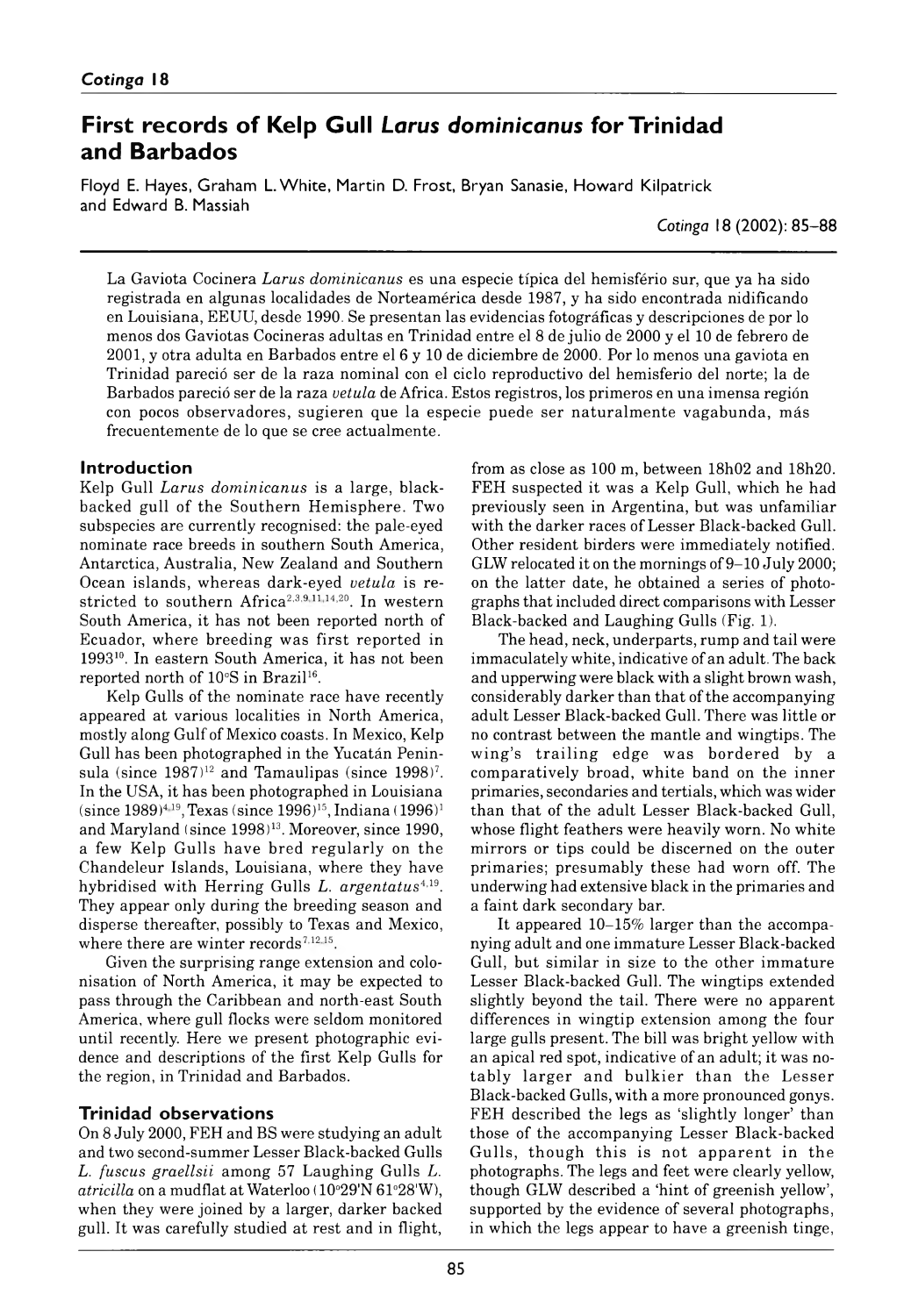# First records of Kelp Gull *Larus dominicanus* for Trinidad and Barbados

Floyd E. Hayes, Graham L. White, Martin D. Frost, Bryan Sanasie, Howard Kilpatrick and Edward B. Massiah

La Gaviota Cocinera *Larus dominicanus* es una especie típica del hemisfério sur, que ya ha sido registrada en algunas localidades de Norteamérica desde 1987, y ha sido encontrada nidificando en Louisiana, EEUU, desde 1990. Se presentan las evidencias fotográficas y descripciones de por lo menos dos Gaviotas Cocineras adultas en Trinidad entre el 8 de julio de 2000 y el 10 de febrero de 2001, y otra adulta en Barbados entre el 6 y 10 de diciembre de 2000. Por lo menos una gaviota en Trinidad pareció ser de la raza nominal con el ciclo reproductivo del hemisferio del norte; la de Barbados pareció ser de la raza *vetula* de Africa. Estos registros, los primeros en una imensa región con pocos observadores, sugieren que la especie puede ser naturalmente vagabunda, más frecuentemente de lo que se cree actualmente.

## Introduction

Kelp Gull *Larus dominicanus* is a large, black-backed gull of the Southern Hemisphere. Two subspecies are currently recognised: the pale-eyed nominate race breeds in southern South America, Antarctica, Australia, New Zealand and Southern Ocean islands, whereas dark-eyed *vetula* is restricted to southern Africa[2,3,9,11,14,20]. In western South America, it has not been reported north of Ecuador, where breeding was first reported in 1993[10]. In eastern South America, it has not been reported north of 10°S in Brazil[16].

Kelp Gulls of the nominate race have recently appeared at various localities in North America, mostly along Gulf of Mexico coasts. In Mexico, Kelp Gull has been photographed in the Yucatán Peninsula (since 1987)[12] and Tamaulipas (since 1998)[7]. In the USA, it has been photographed in Louisiana (since 1989)[4,19], Texas (since 1996)[15], Indiana (1996)[1] and Maryland (since 1998)[13]. Moreover, since 1990, a few Kelp Gulls have bred regularly on the Chandeleur Islands, Louisiana, where they have hybridised with Herring Gulls *L. argentatus*[4,19]. They appear only during the breeding season and disperse thereafter, possibly to Texas and Mexico, where there are winter records[7,12,15].

Given the surprising range extension and colonisation of North America, it may be expected to pass through the Caribbean and north-east South America, where gull flocks were seldom monitored until recently. Here we present photographic evidence and descriptions of the first Kelp Gulls for the region, in Trinidad and Barbados.

## Trinidad observations

On 8 July 2000, FEH and BS were studying an adult and two second-summer Lesser Black-backed Gulls *L. fuscus graellsii* among 57 Laughing Gulls *L. atricilla* on a mudflat at Waterloo (10°29'N 61°28'W), when they were joined by a larger, darker backed gull. It was carefully studied at rest and in flight, from as close as 100 m, between 18h02 and 18h20. FEH suspected it was a Kelp Gull, which he had previously seen in Argentina, but was unfamiliar with the darker races of Lesser Black-backed Gull. Other resident birders were immediately notified. GLW relocated it on the mornings of 9–10 July 2000; on the latter date, he obtained a series of photographs that included direct comparisons with Lesser Black-backed and Laughing Gulls (Fig. 1).

The head, neck, underparts, rump and tail were immaculately white, indicative of an adult. The back and upperwing were black with a slight brown wash, considerably darker than that of the accompanying adult Lesser Black-backed Gull. There was little or no contrast between the mantle and wingtips. The wing's trailing edge was bordered by a comparatively broad, white band on the inner primaries, secondaries and tertials, which was wider than that of the adult Lesser Black-backed Gull, whose flight feathers were heavily worn. No white mirrors or tips could be discerned on the outer primaries; presumably these had worn off. The underwing had extensive black in the primaries and a faint dark secondary bar.

It appeared 10–15% larger than the accompanying adult and one immature Lesser Black-backed Gull, but similar in size to the other immature Lesser Black-backed Gull. The wingtips extended slightly beyond the tail. There were no apparent differences in wingtip extension among the four large gulls present. The bill was bright yellow with an apical red spot, indicative of an adult; it was notably larger and bulkier than the Lesser Black-backed Gulls, with a more pronounced gonys. FEH described the legs as 'slightly longer' than those of the accompanying Lesser Black-backed Gulls, though this is not apparent in the photographs. The legs and feet were clearly yellow, though GLW described a 'hint of greenish yellow', supported by the evidence of several photographs, in which the legs appear to have a greenish tinge,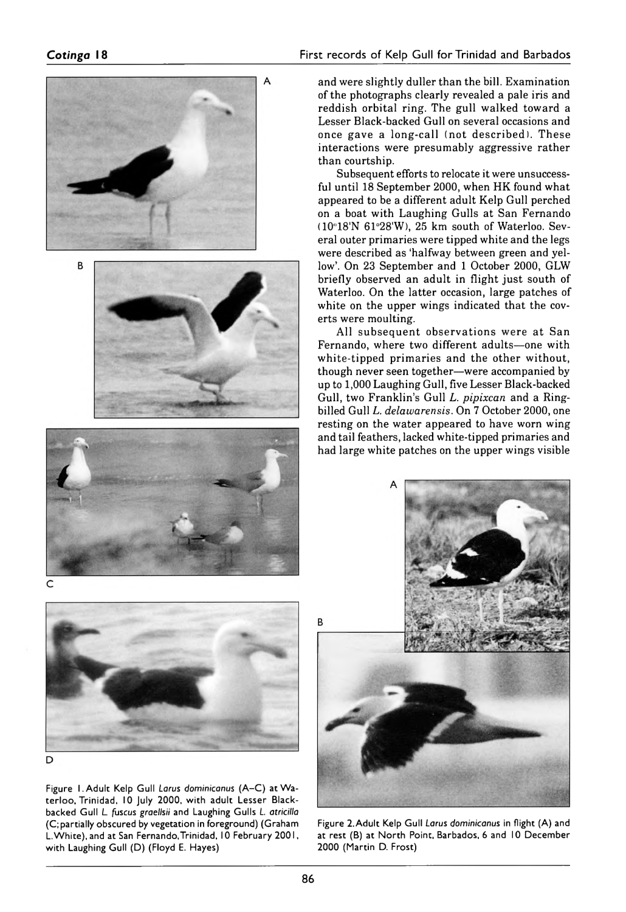and were slightly duller than the bill. Examination of the photographs clearly revealed a pale iris and reddish orbital ring. The gull walked toward a Lesser Black-backed Gull on several occasions and once gave a long-call (not described). These interactions were presumably aggressive rather than courtship.

Subsequent efforts to relocate it were unsuccessful until 18 September 2000, when HK found what appeared to be a different adult Kelp Gull perched on a boat with Laughing Gulls at San Fernando (10°18'N 61°28'W), 25 km south of Waterloo. Several outer primaries were tipped white and the legs were described as 'halfway between green and yellow'. On 23 September and 1 October 2000, GLW briefly observed an adult in flight just south of Waterloo. On the latter occasion, large patches of white on the upper wings indicated that the coverts were moulting.

All subsequent observations were at San Fernando, where two different adults—one with white-tipped primaries and the other without, though never seen together—were accompanied by up to 1,000 Laughing Gull, five Lesser Black-backed Gull, two Franklin's Gull *L. pipixcan* and a Ring-billed Gull *L. delawarensis*. On 7 October 2000, one resting on the water appeared to have worn wing and tail feathers, lacked white-tipped primaries and had large white patches on the upper wings visible

Figure 1. Adult Kelp Gull *Larus dominicanus* (A–C) at Waterloo, Trinidad, 10 July 2000, with adult Lesser Black-backed Gull *L. fuscus graellsii* and Laughing Gulls *L. atricilla* (C; partially obscured by vegetation in foreground) (Graham L. White), and at San Fernando, Trinidad, 10 February 2001, with Laughing Gull (D) (Floyd E. Hayes)

Figure 2. Adult Kelp Gull *Larus dominicanus* in flight (A) and at rest (B) at North Point, Barbados, 6 and 10 December 2000 (Martin D. Frost)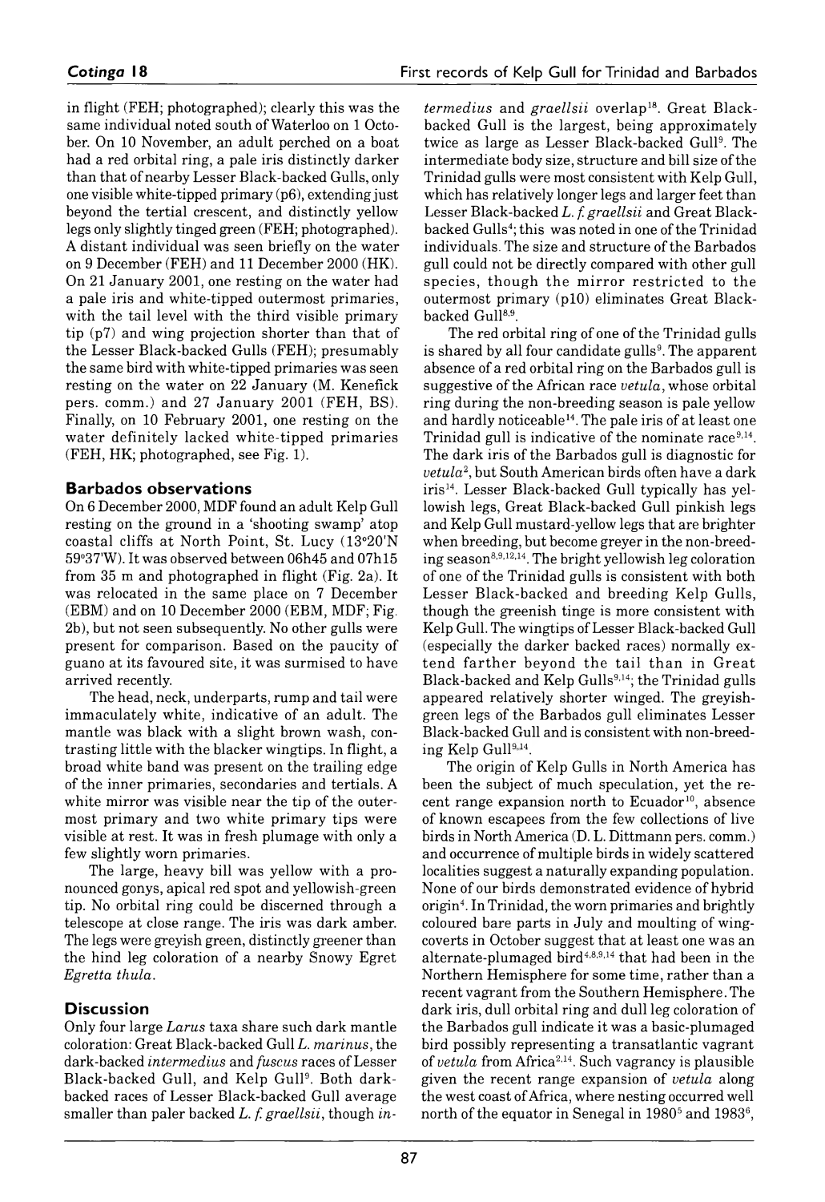in flight (FEH; photographed); clearly this was the same individual noted south of Waterloo on 1 October. On 10 November, an adult perched on a boat had a red orbital ring, a pale iris distinctly darker than that of nearby Lesser Black-backed Gulls, only one visible white-tipped primary (p6), extending just beyond the tertial crescent, and distinctly yellow legs only slightly tinged green (FEH; photographed). A distant individual was seen briefly on the water on 9 December (FEH) and 11 December 2000 (HK). On 21 January 2001, one resting on the water had a pale iris and white-tipped outermost primaries, with the tail level with the third visible primary tip (p7) and wing projection shorter than that of the Lesser Black-backed Gulls (FEH); presumably the same bird with white-tipped primaries was seen resting on the water on 22 January (M. Kenefick pers. comm.) and 27 January 2001 (FEH, BS). Finally, on 10 February 2001, one resting on the water definitely lacked white-tipped primaries (FEH, HK; photographed, see Fig. 1).

## Barbados observations

On 6 December 2000, MDF found an adult Kelp Gull resting on the ground in a 'shooting swamp' atop coastal cliffs at North Point, St. Lucy (13°20'N 59°37'W). It was observed between 06h45 and 07h15 from 35 m and photographed in flight (Fig. 2a). It was relocated in the same place on 7 December (EBM) and on 10 December 2000 (EBM, MDF; Fig. 2b), but not seen subsequently. No other gulls were present for comparison. Based on the paucity of guano at its favoured site, it was surmised to have arrived recently.

The head, neck, underparts, rump and tail were immaculately white, indicative of an adult. The mantle was black with a slight brown wash, contrasting little with the blacker wingtips. In flight, a broad white band was present on the trailing edge of the inner primaries, secondaries and tertials. A white mirror was visible near the tip of the outermost primary and two white primary tips were visible at rest. It was in fresh plumage with only a few slightly worn primaries.

The large, heavy bill was yellow with a pronounced gonys, apical red spot and yellowish-green tip. No orbital ring could be discerned through a telescope at close range. The iris was dark amber. The legs were greyish green, distinctly greener than the hind leg coloration of a nearby Snowy Egret *Egretta thula*.

## Discussion

Only four large *Larus* taxa share such dark mantle coloration: Great Black-backed Gull *L. marinus*, the dark-backed *intermedius* and *fuscus* races of Lesser Black-backed Gull, and Kelp Gull[9]. Both dark-backed races of Lesser Black-backed Gull average smaller than paler backed *L. f. graellsii*, though *intermedius* and *graellsii* overlap[18]. Great Black-backed Gull is the largest, being approximately twice as large as Lesser Black-backed Gull[9]. The intermediate body size, structure and bill size of the Trinidad gulls were most consistent with Kelp Gull, which has relatively longer legs and larger feet than Lesser Black-backed *L. f. graellsii* and Great Black-backed Gulls[4]; this was noted in one of the Trinidad individuals. The size and structure of the Barbados gull could not be directly compared with other gull species, though the mirror restricted to the outermost primary (p10) eliminates Great Black-backed Gull[8,9].

The red orbital ring of one of the Trinidad gulls is shared by all four candidate gulls[9]. The apparent absence of a red orbital ring on the Barbados gull is suggestive of the African race *vetula*, whose orbital ring during the non-breeding season is pale yellow and hardly noticeable[14]. The pale iris of at least one Trinidad gull is indicative of the nominate race[9,14]. The dark iris of the Barbados gull is diagnostic for *vetula*[2], but South American birds often have a dark iris[14]. Lesser Black-backed Gull typically has yellowish legs, Great Black-backed Gull pinkish legs and Kelp Gull mustard-yellow legs that are brighter when breeding, but become greyer in the non-breeding season[8,9,12,14]. The bright yellowish leg coloration of one of the Trinidad gulls is consistent with both Lesser Black-backed and breeding Kelp Gulls, though the greenish tinge is more consistent with Kelp Gull. The wingtips of Lesser Black-backed Gull (especially the darker backed races) normally extend farther beyond the tail than in Great Black-backed and Kelp Gulls[9,14]; the Trinidad gulls appeared relatively shorter winged. The greyish-green legs of the Barbados gull eliminates Lesser Black-backed Gull and is consistent with non-breeding Kelp Gull[9,14].

The origin of Kelp Gulls in North America has been the subject of much speculation, yet the recent range expansion north to Ecuador[10], absence of known escapees from the few collections of live birds in North America (D. L. Dittmann pers. comm.) and occurrence of multiple birds in widely scattered localities suggest a naturally expanding population. None of our birds demonstrated evidence of hybrid origin[4]. In Trinidad, the worn primaries and brightly coloured bare parts in July and moulting of wing-coverts in October suggest that at least one was an alternate-plumaged bird[4,8,9,14] that had been in the Northern Hemisphere for some time, rather than a recent vagrant from the Southern Hemisphere. The dark iris, dull orbital ring and dull leg coloration of the Barbados gull indicate it was a basic-plumaged bird possibly representing a transatlantic vagrant of *vetula* from Africa[2,14]. Such vagrancy is plausible given the recent range expansion of *vetula* along the west coast of Africa, where nesting occurred well north of the equator in Senegal in 1980[5] and 1983[6],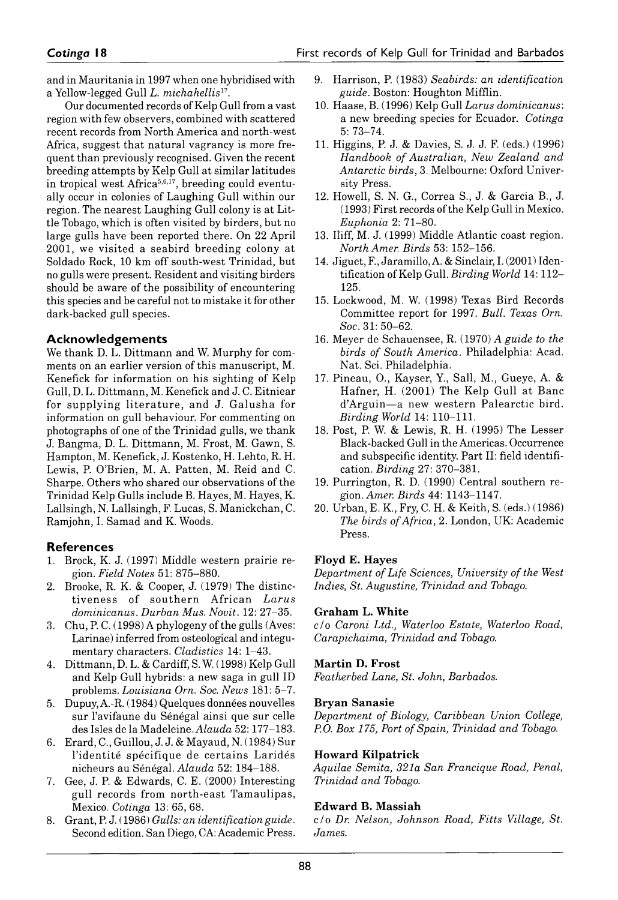and in Mauritania in 1997 when one hybridised with a Yellow-legged Gull *L. michahellis*[17].

Our documented records of Kelp Gull from a vast region with few observers, combined with scattered recent records from North America and north-west Africa, suggest that natural vagrancy is more frequent than previously recognised. Given the recent breeding attempts by Kelp Gull at similar latitudes in tropical west Africa[5,6,17], breeding could eventually occur in colonies of Laughing Gull within our region. The nearest Laughing Gull colony is at Little Tobago, which is often visited by birders, but no large gulls have been reported there. On 22 April 2001, we visited a seabird breeding colony at Soldado Rock, 10 km off south-west Trinidad, but no gulls were present. Resident and visiting birders should be aware of the possibility of encountering this species and be careful not to mistake it for other dark-backed gull species.

## Acknowledgements

We thank D. L. Dittmann and W. Murphy for comments on an earlier version of this manuscript, M. Kenefick for information on his sighting of Kelp Gull, D. L. Dittmann, M. Kenefick and J. C. Eitniear for supplying literature, and J. Galusha for information on gull behaviour. For commenting on photographs of one of the Trinidad gulls, we thank J. Bangma, D. L. Dittmann, M. Frost, M. Gawn, S. Hampton, M. Kenefick, J. Kostenko, H. Lehto, R. H. Lewis, P. O'Brien, M. A. Patten, M. Reid and C. Sharpe. Others who shared our observations of the Trinidad Kelp Gulls include B. Hayes, M. Hayes, K. Lallsingh, N. Lallsingh, F. Lucas, S. Manickchan, C. Ramjohn, I. Samad and K. Woods.

## References

1. Brock, K. J. (1997) Middle western prairie region. *Field Notes* 51: 875–880.
2. Brooke, R. K. & Cooper, J. (1979) The distinctiveness of southern African *Larus dominicanus*. *Durban Mus. Novit.* 12: 27–35.
3. Chu, P. C. (1998) A phylogeny of the gulls (Aves: Larinae) inferred from osteological and integumentary characters. *Cladistics* 14: 1–43.
4. Dittmann, D. L. & Cardiff, S. W. (1998) Kelp Gull and Kelp Gull hybrids: a new saga in gull ID problems. *Louisiana Orn. Soc. News* 181: 5–7.
5. Dupuy, A.-R. (1984) Quelques données nouvelles sur l'avifaune du Sénégal ainsi que sur celle des Isles de la Madeleine. *Alauda* 52: 177–183.
6. Erard, C., Guillou, J. J. & Mayaud, N. (1984) Sur l'identité spécifique de certains Laridés nicheurs au Sénégal. *Alauda* 52: 184–188.
7. Gee, J. P. & Edwards, C. E. (2000) Interesting gull records from north-east Tamaulipas, Mexico. *Cotinga* 13: 65, 68.
8. Grant, P. J. (1986) *Gulls: an identification guide*. Second edition. San Diego, CA: Academic Press.
9. Harrison, P. (1983) *Seabirds: an identification guide*. Boston: Houghton Mifflin.
10. Haase, B. (1996) Kelp Gull *Larus dominicanus*: a new breeding species for Ecuador. *Cotinga* 5: 73–74.
11. Higgins, P. J. & Davies, S. J. J. F. (eds.) (1996) *Handbook of Australian, New Zealand and Antarctic birds*, 3. Melbourne: Oxford University Press.
12. Howell, S. N. G., Correa S., J. & Garcia B., J. (1993) First records of the Kelp Gull in Mexico. *Euphonia* 2: 71–80.
13. Iliff, M. J. (1999) Middle Atlantic coast region. *North Amer. Birds* 53: 152–156.
14. Jiguet, F., Jaramillo, A. & Sinclair, I. (2001) Identification of Kelp Gull. *Birding World* 14: 112–125.
15. Lockwood, M. W. (1998) Texas Bird Records Committee report for 1997. *Bull. Texas Orn. Soc.* 31: 50–62.
16. Meyer de Schauensee, R. (1970) *A guide to the birds of South America*. Philadelphia: Acad. Nat. Sci. Philadelphia.
17. Pineau, O., Kayser, Y., Sall, M., Gueye, A. & Hafner, H. (2001) The Kelp Gull at Banc d'Arguin—a new western Palearctic bird. *Birding World* 14: 110–111.
18. Post, P. W. & Lewis, R. H. (1995) The Lesser Black-backed Gull in the Americas. Occurrence and subspecific identity. Part II: field identification. *Birding* 27: 370–381.
19. Purrington, R. D. (1990) Central southern region. *Amer. Birds* 44: 1143–1147.
20. Urban, E. K., Fry, C. H. & Keith, S. (eds.) (1986) *The birds of Africa*, 2. London, UK: Academic Press.

**Floyd E. Hayes**

*Department of Life Sciences, University of the West Indies, St. Augustine, Trinidad and Tobago.*

**Graham L. White**

*c/o Caroni Ltd., Waterloo Estate, Waterloo Road, Carapichaima, Trinidad and Tobago.*

**Martin D. Frost**

*Featherbed Lane, St. John, Barbados.*

**Bryan Sanasie**

*Department of Biology, Caribbean Union College, P.O. Box 175, Port of Spain, Trinidad and Tobago.*

**Howard Kilpatrick**

*Aquilae Semita, 321a San Francique Road, Penal, Trinidad and Tobago.*

**Edward B. Massiah**

*c/o Dr. Nelson, Johnson Road, Fitts Village, St. James.*